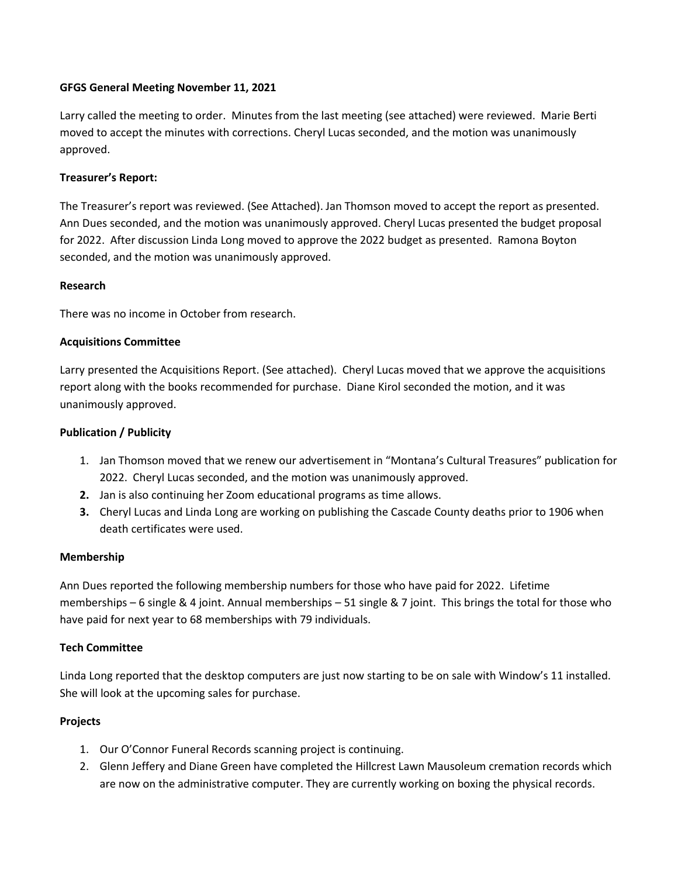**GFGS General Meeting November 11, 2021**

Larry called the meeting to order. Minutes from the last meeting (see attached) were reviewed. Marie Berti moved to accept the minutes with corrections. Cheryl Lucas seconded, and the motion was unanimously approved.

**Treasurer's Report:**

The Treasurer's report was reviewed. (See Attached). Jan Thomson moved to accept the report as presented. Ann Dues seconded, and the motion was unanimously approved. Cheryl Lucas presented the budget proposal for 2022. After discussion Linda Long moved to approve the 2022 budget as presented. Ramona Boyton seconded, and the motion was unanimously approved.

**Research**

There was no income in October from research.

**Acquisitions Committee**

Larry presented the Acquisitions Report. (See attached). Cheryl Lucas moved that we approve the acquisitions report along with the books recommended for purchase. Diane Kirol seconded the motion, and it was unanimously approved.

**Publication / Publicity**

1. Jan Thomson moved that we renew our advertisement in "Montana's Cultural Treasures" publication for 2022. Cheryl Lucas seconded, and the motion was unanimously approved.
2. Jan is also continuing her Zoom educational programs as time allows.
3. Cheryl Lucas and Linda Long are working on publishing the Cascade County deaths prior to 1906 when death certificates were used.

**Membership**

Ann Dues reported the following membership numbers for those who have paid for 2022. Lifetime memberships – 6 single & 4 joint. Annual memberships – 51 single & 7 joint. This brings the total for those who have paid for next year to 68 memberships with 79 individuals.

**Tech Committee**

Linda Long reported that the desktop computers are just now starting to be on sale with Window's 11 installed. She will look at the upcoming sales for purchase.

**Projects**

1. Our O'Connor Funeral Records scanning project is continuing.
2. Glenn Jeffery and Diane Green have completed the Hillcrest Lawn Mausoleum cremation records which are now on the administrative computer. They are currently working on boxing the physical records.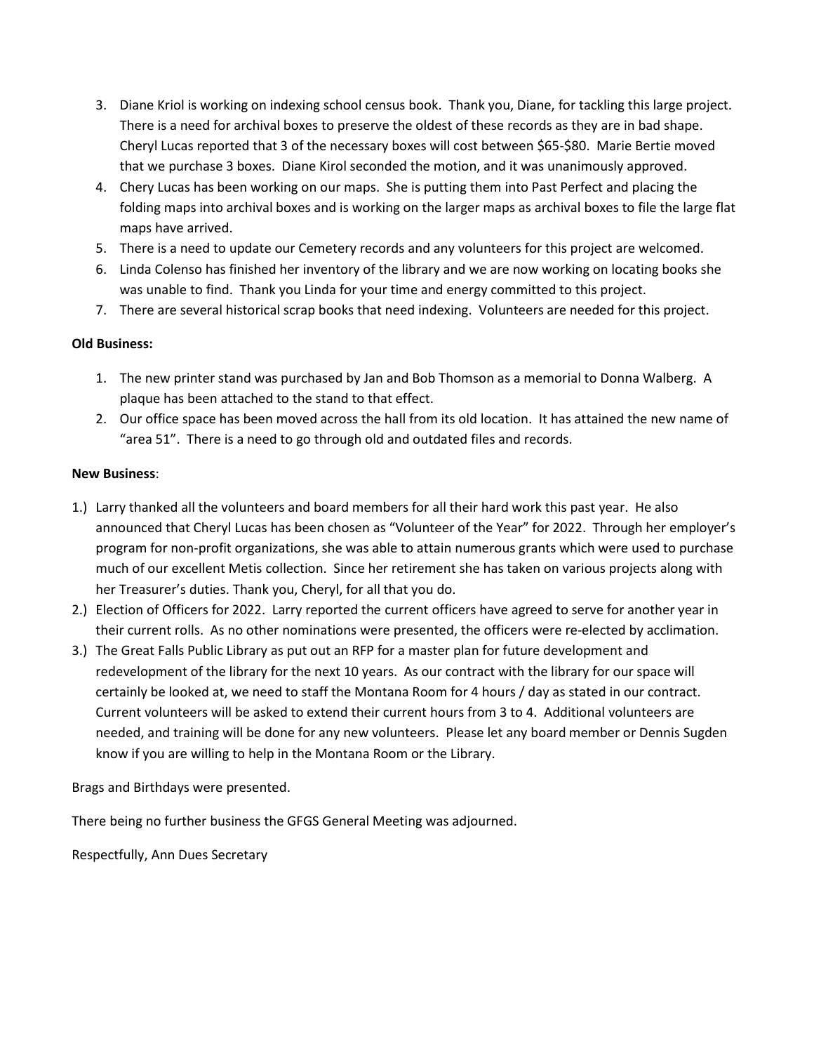3. Diane Kriol is working on indexing school census book. Thank you, Diane, for tackling this large project. There is a need for archival boxes to preserve the oldest of these records as they are in bad shape. Cheryl Lucas reported that 3 of the necessary boxes will cost between $65-$80. Marie Bertie moved that we purchase 3 boxes. Diane Kirol seconded the motion, and it was unanimously approved.
4. Chery Lucas has been working on our maps. She is putting them into Past Perfect and placing the folding maps into archival boxes and is working on the larger maps as archival boxes to file the large flat maps have arrived.
5. There is a need to update our Cemetery records and any volunteers for this project are welcomed.
6. Linda Colenso has finished her inventory of the library and we are now working on locating books she was unable to find. Thank you Linda for your time and energy committed to this project.
7. There are several historical scrap books that need indexing. Volunteers are needed for this project.

**Old Business:**

1. The new printer stand was purchased by Jan and Bob Thomson as a memorial to Donna Walberg. A plaque has been attached to the stand to that effect.
2. Our office space has been moved across the hall from its old location. It has attained the new name of "area 51". There is a need to go through old and outdated files and records.

**New Business**:

1.) Larry thanked all the volunteers and board members for all their hard work this past year. He also announced that Cheryl Lucas has been chosen as "Volunteer of the Year" for 2022. Through her employer's program for non-profit organizations, she was able to attain numerous grants which were used to purchase much of our excellent Metis collection. Since her retirement she has taken on various projects along with her Treasurer's duties. Thank you, Cheryl, for all that you do.

2.) Election of Officers for 2022. Larry reported the current officers have agreed to serve for another year in their current rolls. As no other nominations were presented, the officers were re-elected by acclimation.

3.) The Great Falls Public Library as put out an RFP for a master plan for future development and redevelopment of the library for the next 10 years. As our contract with the library for our space will certainly be looked at, we need to staff the Montana Room for 4 hours / day as stated in our contract. Current volunteers will be asked to extend their current hours from 3 to 4. Additional volunteers are needed, and training will be done for any new volunteers. Please let any board member or Dennis Sugden know if you are willing to help in the Montana Room or the Library.

Brags and Birthdays were presented.

There being no further business the GFGS General Meeting was adjourned.

Respectfully, Ann Dues Secretary